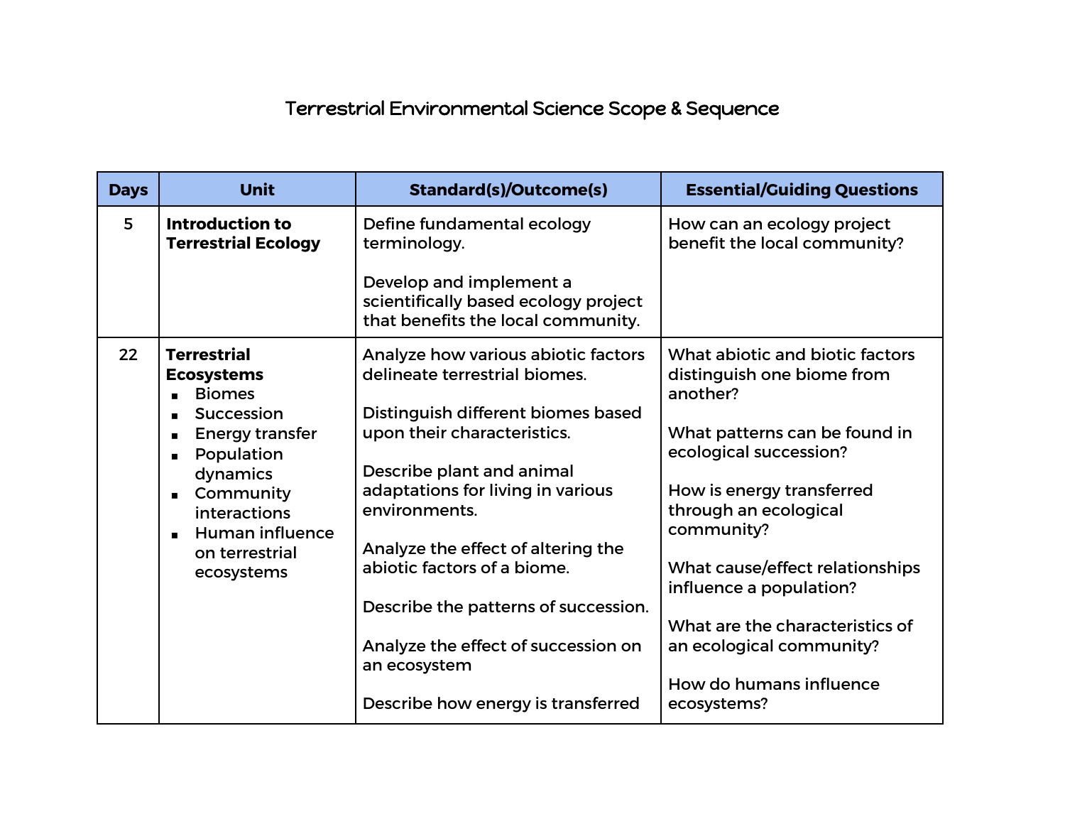# Terrestrial Environmental Science Scope & Sequence

| Days | Unit | Standard(s)/Outcome(s) | Essential/Guiding Questions |
|---|---|---|---|
| 5 | **Introduction to Terrestrial Ecology** | Define fundamental ecology terminology.<br><br>Develop and implement a scientifically based ecology project that benefits the local community. | How can an ecology project benefit the local community? |
| 22 | **Terrestrial Ecosystems**<br>▪ Biomes<br>▪ Succession<br>▪ Energy transfer<br>▪ Population dynamics<br>▪ Community interactions<br>▪ Human influence on terrestrial ecosystems | Analyze how various abiotic factors delineate terrestrial biomes.<br><br>Distinguish different biomes based upon their characteristics.<br><br>Describe plant and animal adaptations for living in various environments.<br><br>Analyze the effect of altering the abiotic factors of a biome.<br><br>Describe the patterns of succession.<br><br>Analyze the effect of succession on an ecosystem<br><br>Describe how energy is transferred | What abiotic and biotic factors distinguish one biome from another?<br><br>What patterns can be found in ecological succession?<br><br>How is energy transferred through an ecological community?<br><br>What cause/effect relationships influence a population?<br><br>What are the characteristics of an ecological community?<br><br>How do humans influence ecosystems? |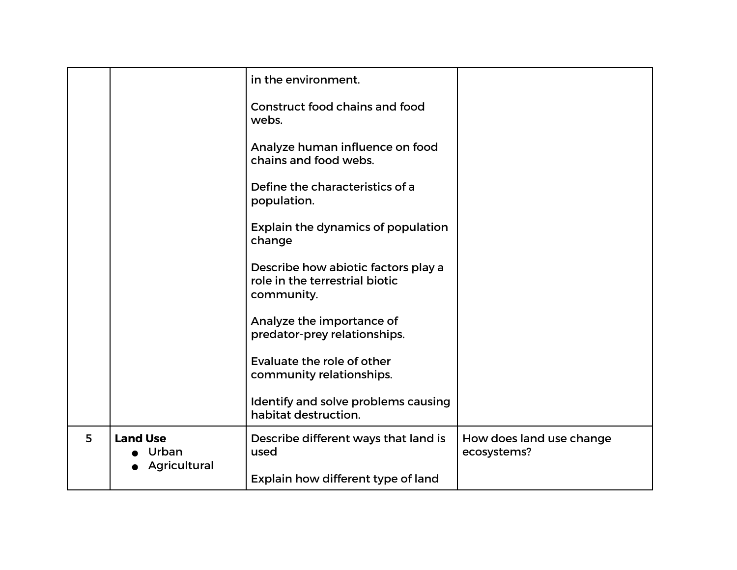| | | | |
|---|---|---|---|
| | | in the environment.<br><br>Construct food chains and food webs.<br><br>Analyze human influence on food chains and food webs.<br><br>Define the characteristics of a population.<br><br>Explain the dynamics of population change<br><br>Describe how abiotic factors play a role in the terrestrial biotic community.<br><br>Analyze the importance of predator-prey relationships.<br><br>Evaluate the role of other community relationships.<br><br>Identify and solve problems causing habitat destruction. | |
| 5 | **Land Use**<br>• Urban<br>• Agricultural | Describe different ways that land is used<br><br>Explain how different type of land | How does land use change ecosystems? |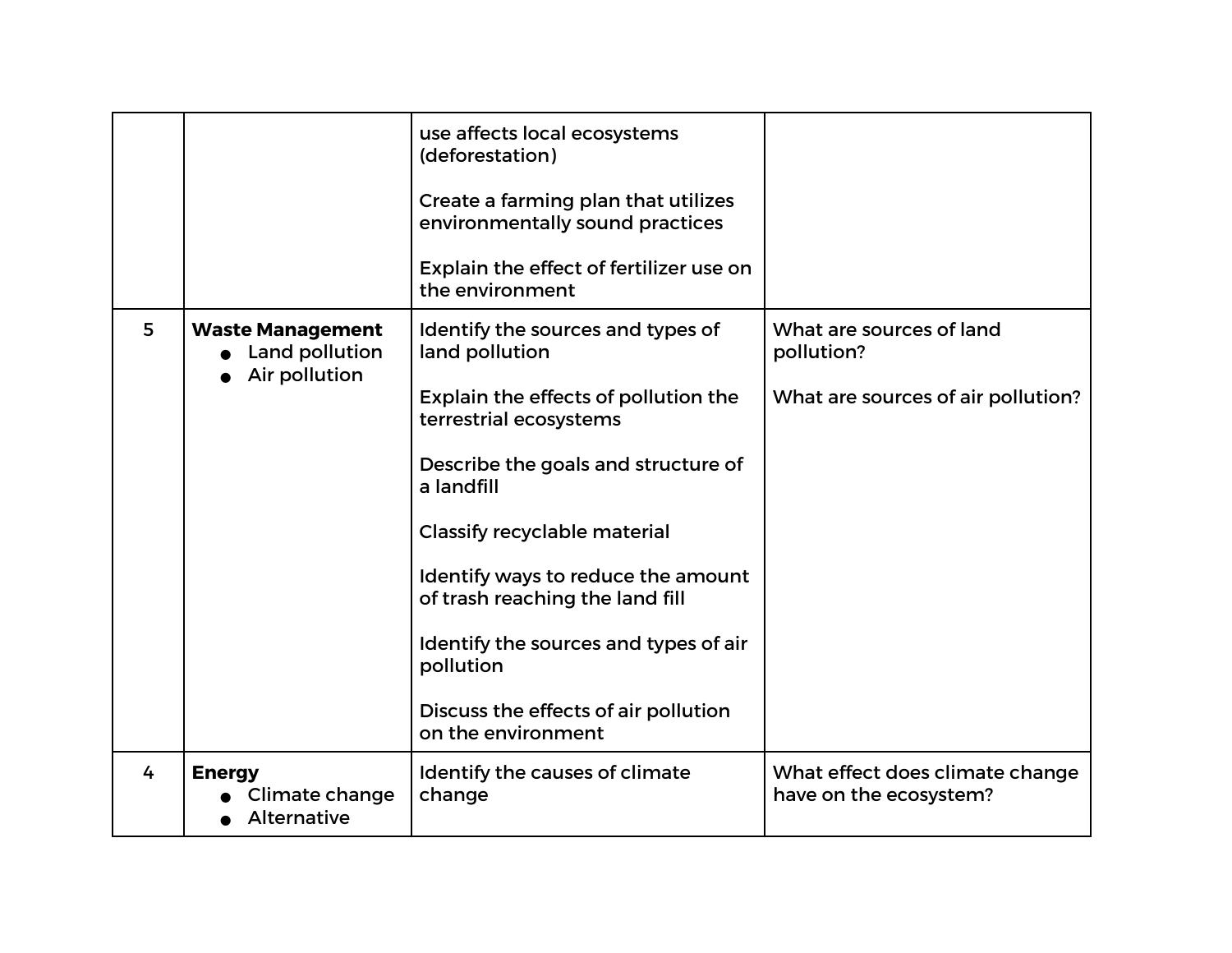| | | | |
|---|---|---|---|
| | | use affects local ecosystems (deforestation)<br><br>Create a farming plan that utilizes environmentally sound practices<br><br>Explain the effect of fertilizer use on the environment | |
| 5 | **Waste Management**<br>● Land pollution<br>● Air pollution | Identify the sources and types of land pollution<br><br>Explain the effects of pollution the terrestrial ecosystems<br><br>Describe the goals and structure of a landfill<br><br>Classify recyclable material<br><br>Identify ways to reduce the amount of trash reaching the land fill<br><br>Identify the sources and types of air pollution<br><br>Discuss the effects of air pollution on the environment | What are sources of land pollution?<br><br>What are sources of air pollution? |
| 4 | **Energy**<br>● Climate change<br>● Alternative | Identify the causes of climate change | What effect does climate change have on the ecosystem? |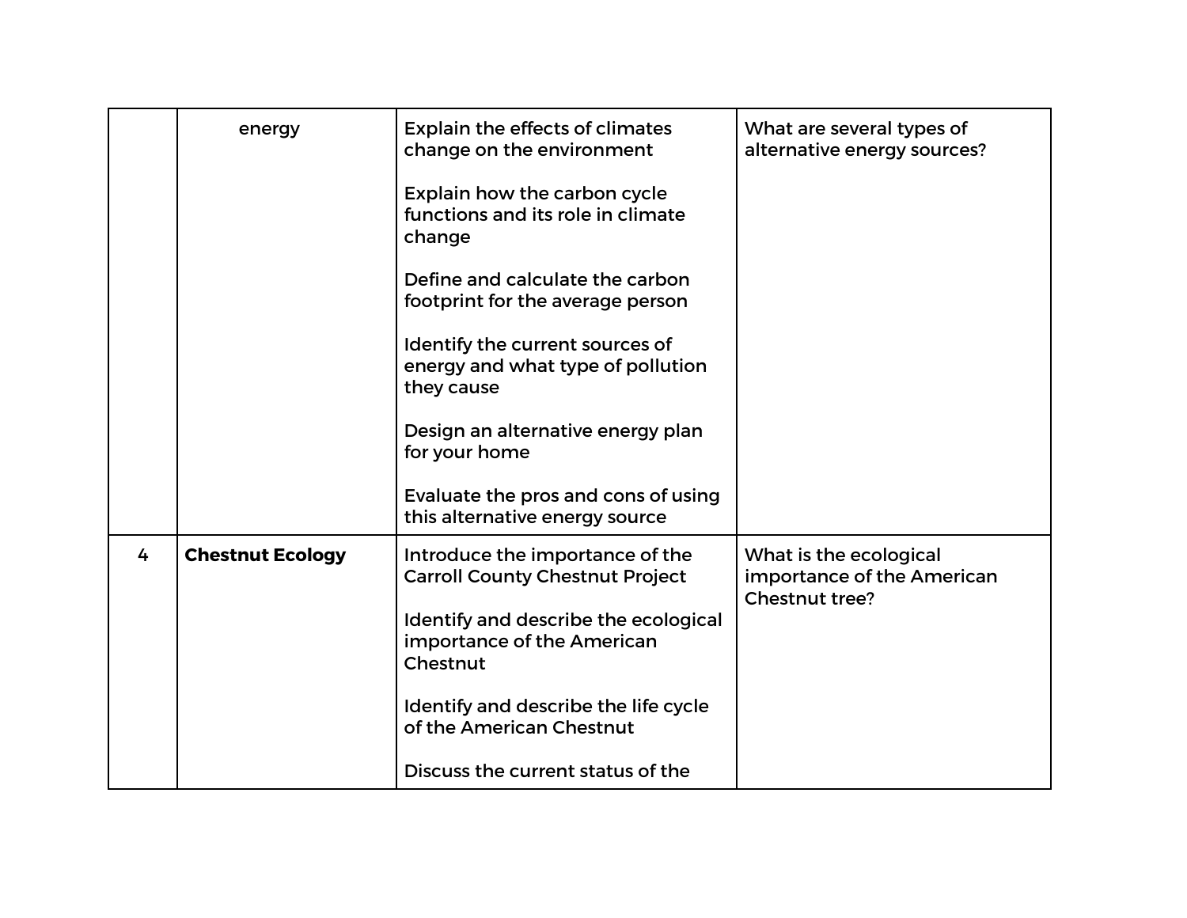| | | | |
|---|---|---|---|
| | energy | Explain the effects of climates change on the environment<br><br>Explain how the carbon cycle functions and its role in climate change<br><br>Define and calculate the carbon footprint for the average person<br><br>Identify the current sources of energy and what type of pollution they cause<br><br>Design an alternative energy plan for your home<br><br>Evaluate the pros and cons of using this alternative energy source | What are several types of alternative energy sources? |
| 4 | **Chestnut Ecology** | Introduce the importance of the Carroll County Chestnut Project<br><br>Identify and describe the ecological importance of the American Chestnut<br><br>Identify and describe the life cycle of the American Chestnut<br><br>Discuss the current status of the | What is the ecological importance of the American Chestnut tree? |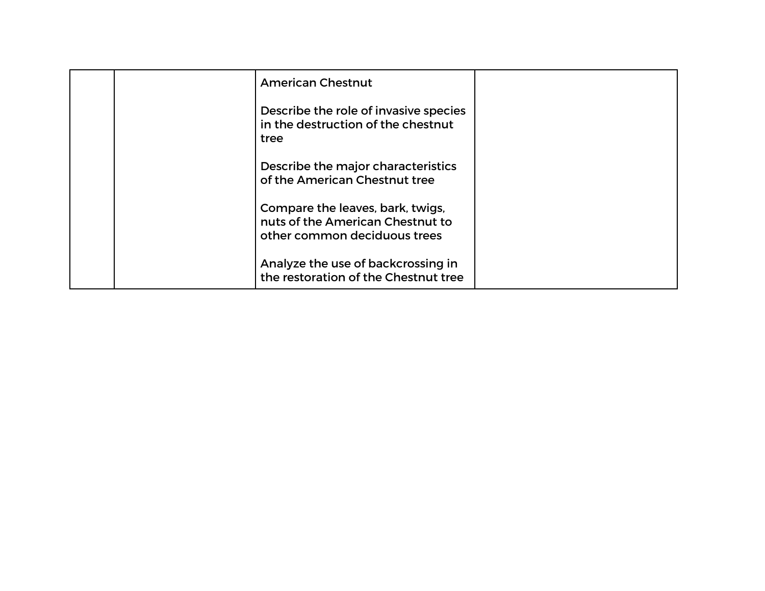| | | | |
|---|---|---|---|
| | | American Chestnut<br><br>Describe the role of invasive species in the destruction of the chestnut tree<br><br>Describe the major characteristics of the American Chestnut tree<br><br>Compare the leaves, bark, twigs, nuts of the American Chestnut to other common deciduous trees<br><br>Analyze the use of backcrossing in the restoration of the Chestnut tree | |